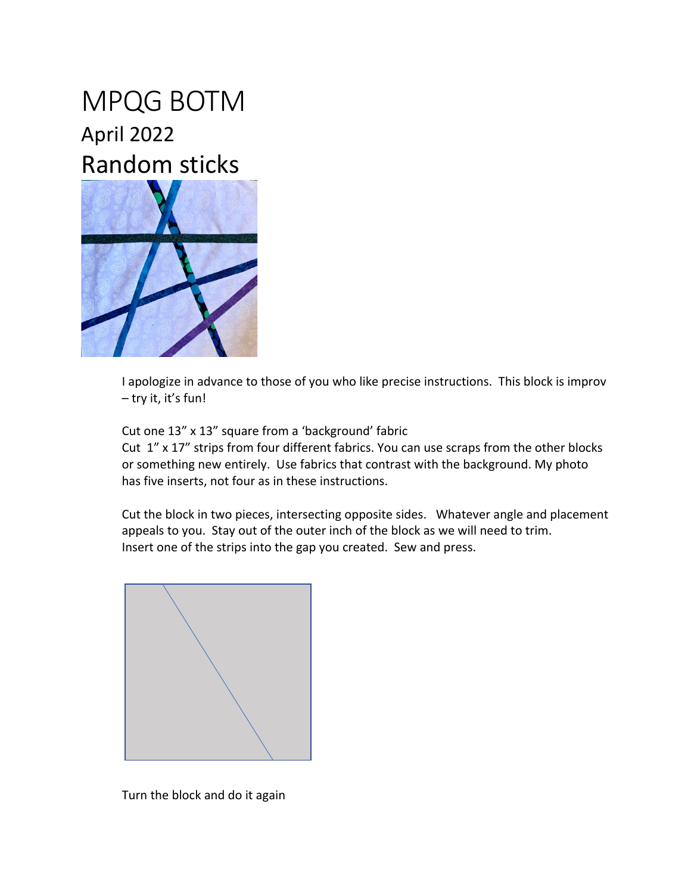# MPQG BOTM

## April 2022

## Random sticks

I apologize in advance to those of you who like precise instructions. This block is improv – try it, it's fun!

Cut one 13" x 13" square from a 'background' fabric
Cut 1" x 17" strips from four different fabrics. You can use scraps from the other blocks or something new entirely. Use fabrics that contrast with the background. My photo has five inserts, not four as in these instructions.

Cut the block in two pieces, intersecting opposite sides. Whatever angle and placement appeals to you. Stay out of the outer inch of the block as we will need to trim.
Insert one of the strips into the gap you created. Sew and press.

Turn the block and do it again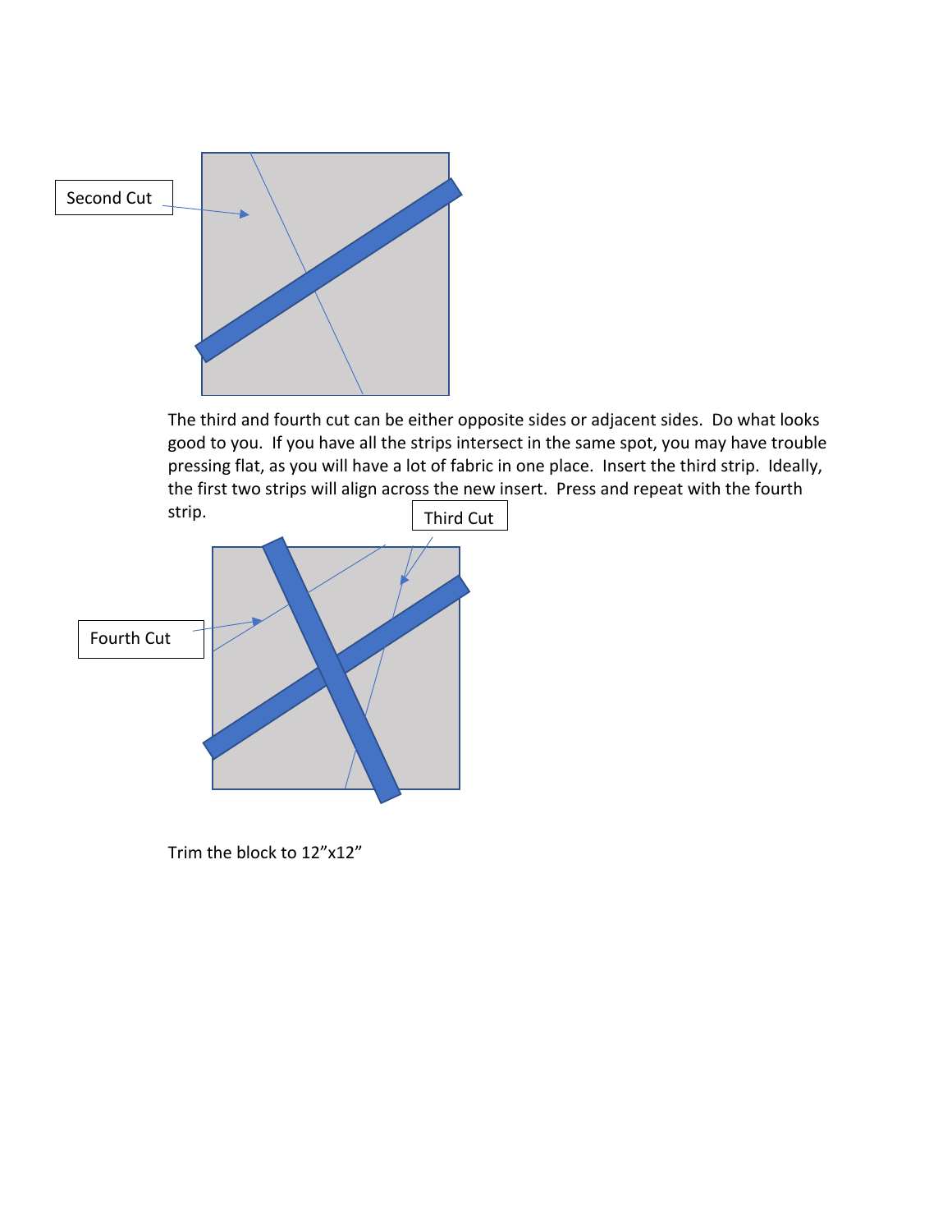Second Cut

The third and fourth cut can be either opposite sides or adjacent sides. Do what looks good to you. If you have all the strips intersect in the same spot, you may have trouble pressing flat, as you will have a lot of fabric in one place. Insert the third strip. Ideally, the first two strips will align across the new insert. Press and repeat with the fourth strip.

Third Cut

Fourth Cut

Trim the block to 12”x12”